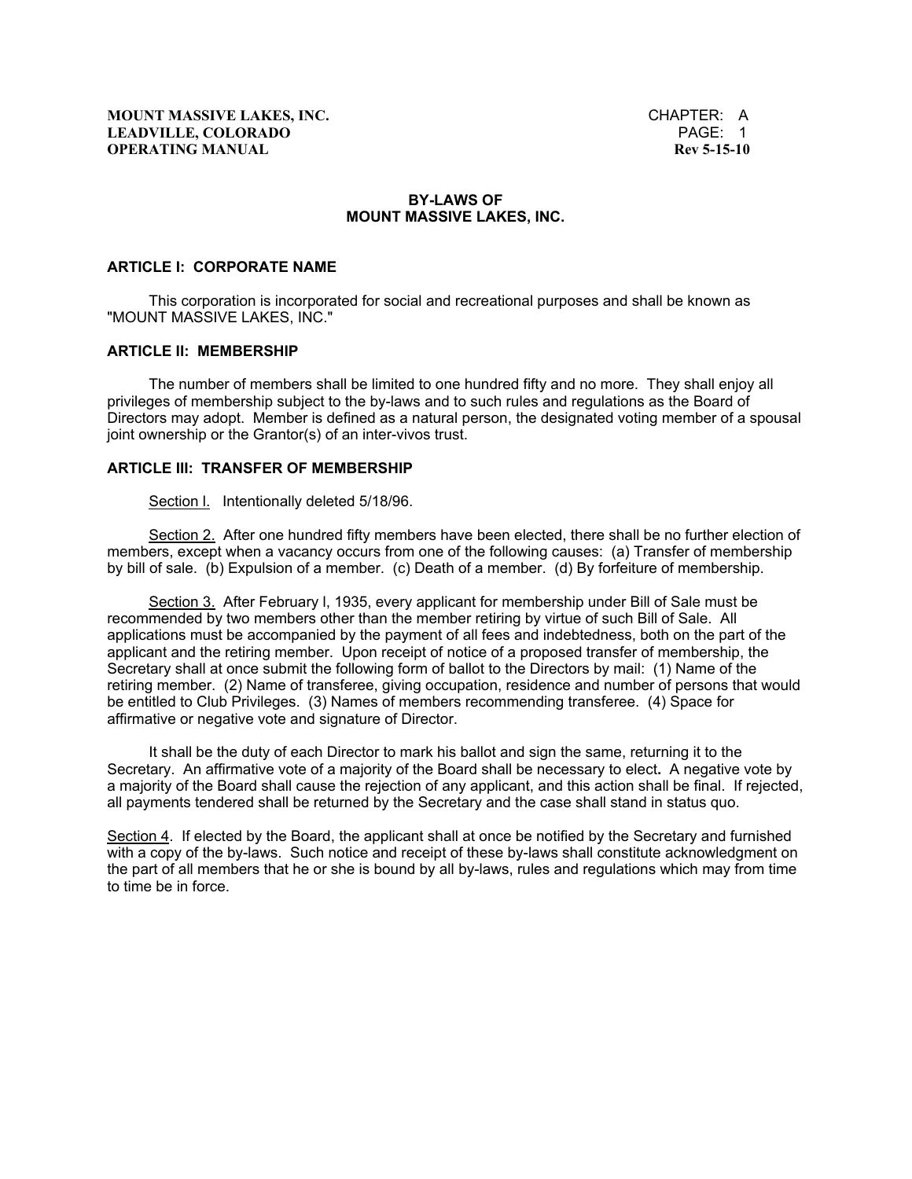# BY-LAWS OF MOUNT MASSIVE LAKES, INC.

## ARTICLE I: CORPORATE NAME

This corporation is incorporated for social and recreational purposes and shall be known as "MOUNT MASSIVE LAKES, INC."

## ARTICLE II: MEMBERSHIP

The number of members shall be limited to one hundred fifty and no more. They shall enjoy all privileges of membership subject to the by-laws and to such rules and regulations as the Board of Directors may adopt. Member is defined as a natural person, the designated voting member of a spousal joint ownership or the Grantor(s) of an inter-vivos trust.

## ARTICLE III: TRANSFER OF MEMBERSHIP

Section l. Intentionally deleted 5/18/96.

Section 2. After one hundred fifty members have been elected, there shall be no further election of members, except when a vacancy occurs from one of the following causes: (a) Transfer of membership by bill of sale. (b) Expulsion of a member. (c) Death of a member. (d) By forfeiture of membership.

Section 3. After February l, 1935, every applicant for membership under Bill of Sale must be recommended by two members other than the member retiring by virtue of such Bill of Sale. All applications must be accompanied by the payment of all fees and indebtedness, both on the part of the applicant and the retiring member. Upon receipt of notice of a proposed transfer of membership, the Secretary shall at once submit the following form of ballot to the Directors by mail: (1) Name of the retiring member. (2) Name of transferee, giving occupation, residence and number of persons that would be entitled to Club Privileges. (3) Names of members recommending transferee. (4) Space for affirmative or negative vote and signature of Director.

It shall be the duty of each Director to mark his ballot and sign the same, returning it to the Secretary. An affirmative vote of a majority of the Board shall be necessary to elect**.** A negative vote by a majority of the Board shall cause the rejection of any applicant, and this action shall be final. If rejected, all payments tendered shall be returned by the Secretary and the case shall stand in status quo.

Section 4. If elected by the Board, the applicant shall at once be notified by the Secretary and furnished with a copy of the by-laws. Such notice and receipt of these by-laws shall constitute acknowledgment on the part of all members that he or she is bound by all by-laws, rules and regulations which may from time to time be in force.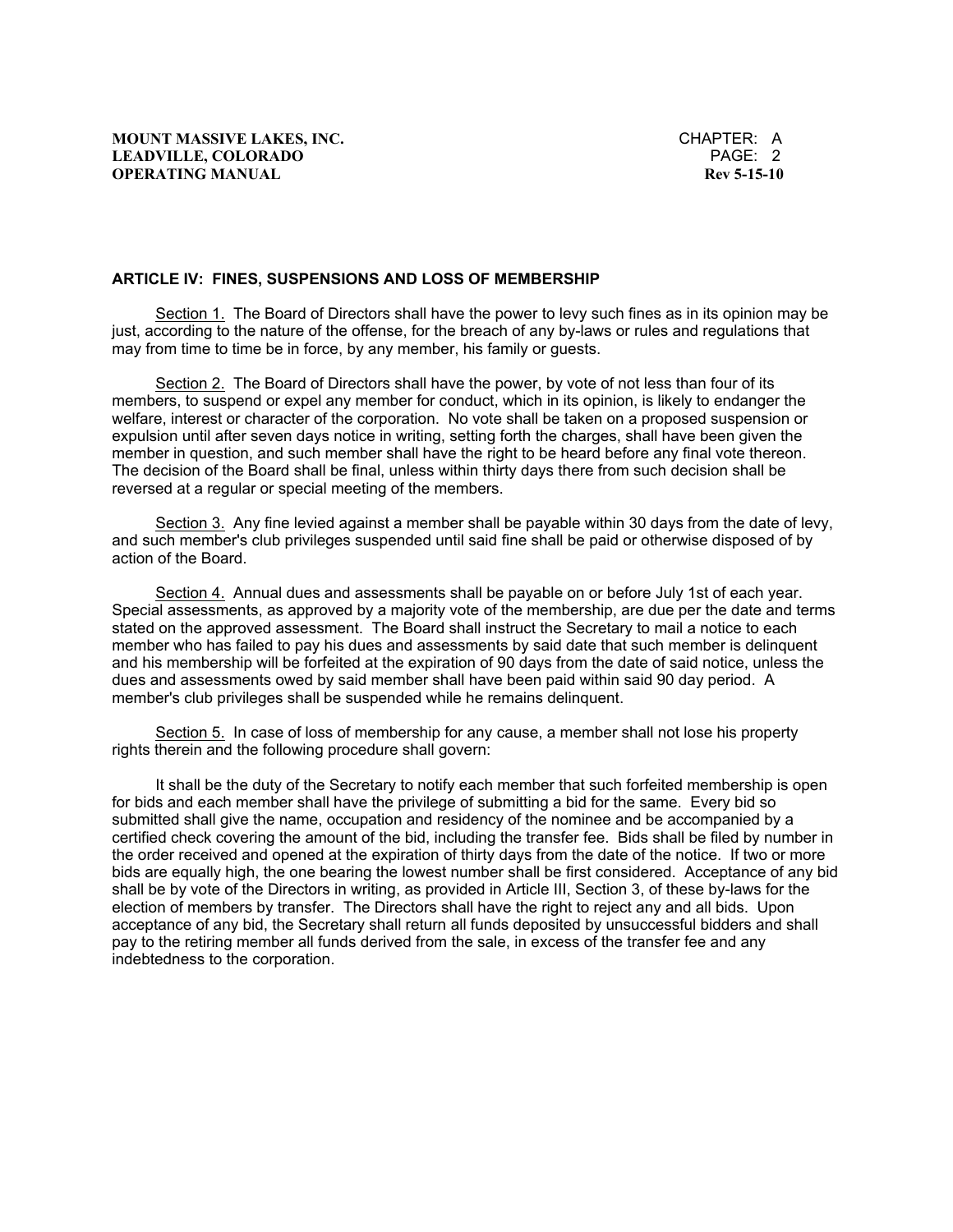## ARTICLE IV: FINES, SUSPENSIONS AND LOSS OF MEMBERSHIP

Section 1. The Board of Directors shall have the power to levy such fines as in its opinion may be just, according to the nature of the offense, for the breach of any by-laws or rules and regulations that may from time to time be in force, by any member, his family or guests.

Section 2. The Board of Directors shall have the power, by vote of not less than four of its members, to suspend or expel any member for conduct, which in its opinion, is likely to endanger the welfare, interest or character of the corporation. No vote shall be taken on a proposed suspension or expulsion until after seven days notice in writing, setting forth the charges, shall have been given the member in question, and such member shall have the right to be heard before any final vote thereon. The decision of the Board shall be final, unless within thirty days there from such decision shall be reversed at a regular or special meeting of the members.

Section 3. Any fine levied against a member shall be payable within 30 days from the date of levy, and such member's club privileges suspended until said fine shall be paid or otherwise disposed of by action of the Board.

Section 4. Annual dues and assessments shall be payable on or before July 1st of each year. Special assessments, as approved by a majority vote of the membership, are due per the date and terms stated on the approved assessment. The Board shall instruct the Secretary to mail a notice to each member who has failed to pay his dues and assessments by said date that such member is delinquent and his membership will be forfeited at the expiration of 90 days from the date of said notice, unless the dues and assessments owed by said member shall have been paid within said 90 day period. A member's club privileges shall be suspended while he remains delinquent.

Section 5. In case of loss of membership for any cause, a member shall not lose his property rights therein and the following procedure shall govern:

It shall be the duty of the Secretary to notify each member that such forfeited membership is open for bids and each member shall have the privilege of submitting a bid for the same. Every bid so submitted shall give the name, occupation and residency of the nominee and be accompanied by a certified check covering the amount of the bid, including the transfer fee. Bids shall be filed by number in the order received and opened at the expiration of thirty days from the date of the notice. If two or more bids are equally high, the one bearing the lowest number shall be first considered. Acceptance of any bid shall be by vote of the Directors in writing, as provided in Article III, Section 3, of these by-laws for the election of members by transfer. The Directors shall have the right to reject any and all bids. Upon acceptance of any bid, the Secretary shall return all funds deposited by unsuccessful bidders and shall pay to the retiring member all funds derived from the sale, in excess of the transfer fee and any indebtedness to the corporation.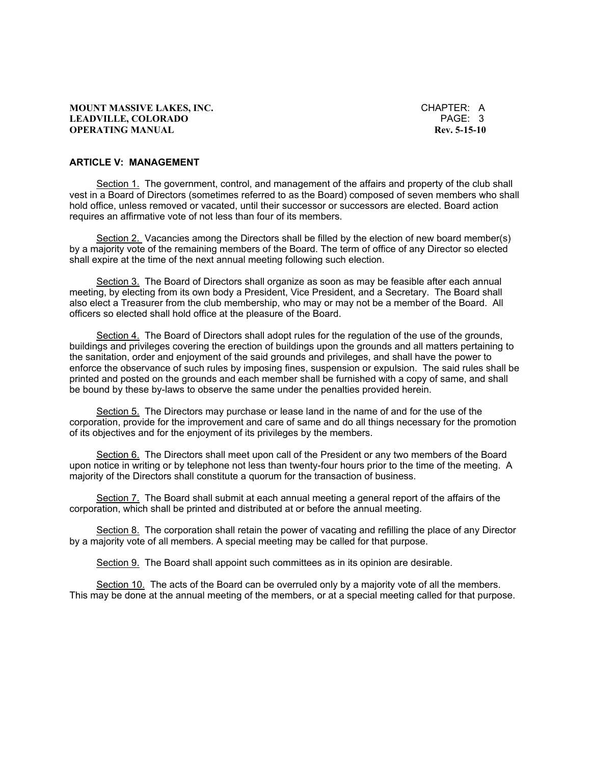## ARTICLE V: MANAGEMENT

<u>Section 1.</u> The government, control, and management of the affairs and property of the club shall vest in a Board of Directors (sometimes referred to as the Board) composed of seven members who shall hold office, unless removed or vacated, until their successor or successors are elected. Board action requires an affirmative vote of not less than four of its members.

<u>Section 2.</u> Vacancies among the Directors shall be filled by the election of new board member(s) by a majority vote of the remaining members of the Board. The term of office of any Director so elected shall expire at the time of the next annual meeting following such election.

<u>Section 3.</u> The Board of Directors shall organize as soon as may be feasible after each annual meeting, by electing from its own body a President, Vice President, and a Secretary. The Board shall also elect a Treasurer from the club membership, who may or may not be a member of the Board. All officers so elected shall hold office at the pleasure of the Board.

<u>Section 4.</u> The Board of Directors shall adopt rules for the regulation of the use of the grounds, buildings and privileges covering the erection of buildings upon the grounds and all matters pertaining to the sanitation, order and enjoyment of the said grounds and privileges, and shall have the power to enforce the observance of such rules by imposing fines, suspension or expulsion. The said rules shall be printed and posted on the grounds and each member shall be furnished with a copy of same, and shall be bound by these by-laws to observe the same under the penalties provided herein.

<u>Section 5.</u> The Directors may purchase or lease land in the name of and for the use of the corporation, provide for the improvement and care of same and do all things necessary for the promotion of its objectives and for the enjoyment of its privileges by the members.

<u>Section 6.</u> The Directors shall meet upon call of the President or any two members of the Board upon notice in writing or by telephone not less than twenty-four hours prior to the time of the meeting. A majority of the Directors shall constitute a quorum for the transaction of business.

<u>Section 7.</u> The Board shall submit at each annual meeting a general report of the affairs of the corporation, which shall be printed and distributed at or before the annual meeting.

<u>Section 8.</u> The corporation shall retain the power of vacating and refilling the place of any Director by a majority vote of all members. A special meeting may be called for that purpose.

<u>Section 9.</u> The Board shall appoint such committees as in its opinion are desirable.

<u>Section 10.</u> The acts of the Board can be overruled only by a majority vote of all the members. This may be done at the annual meeting of the members, or at a special meeting called for that purpose.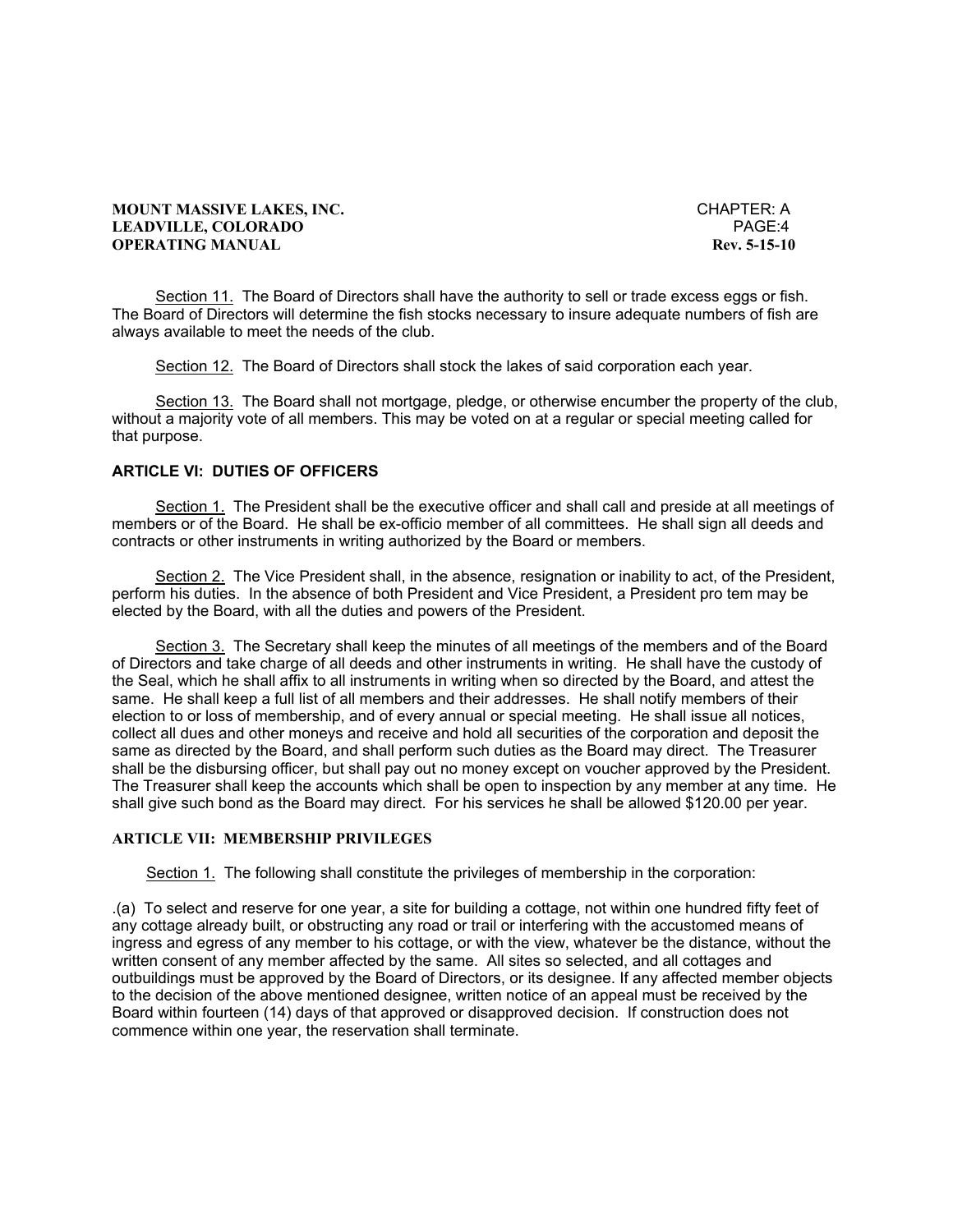Section 11. The Board of Directors shall have the authority to sell or trade excess eggs or fish. The Board of Directors will determine the fish stocks necessary to insure adequate numbers of fish are always available to meet the needs of the club.

Section 12. The Board of Directors shall stock the lakes of said corporation each year.

Section 13. The Board shall not mortgage, pledge, or otherwise encumber the property of the club, without a majority vote of all members. This may be voted on at a regular or special meeting called for that purpose.

## ARTICLE VI: DUTIES OF OFFICERS

Section 1. The President shall be the executive officer and shall call and preside at all meetings of members or of the Board. He shall be ex-officio member of all committees. He shall sign all deeds and contracts or other instruments in writing authorized by the Board or members.

Section 2. The Vice President shall, in the absence, resignation or inability to act, of the President, perform his duties. In the absence of both President and Vice President, a President pro tem may be elected by the Board, with all the duties and powers of the President.

Section 3. The Secretary shall keep the minutes of all meetings of the members and of the Board of Directors and take charge of all deeds and other instruments in writing. He shall have the custody of the Seal, which he shall affix to all instruments in writing when so directed by the Board, and attest the same. He shall keep a full list of all members and their addresses. He shall notify members of their election to or loss of membership, and of every annual or special meeting. He shall issue all notices, collect all dues and other moneys and receive and hold all securities of the corporation and deposit the same as directed by the Board, and shall perform such duties as the Board may direct. The Treasurer shall be the disbursing officer, but shall pay out no money except on voucher approved by the President. The Treasurer shall keep the accounts which shall be open to inspection by any member at any time. He shall give such bond as the Board may direct. For his services he shall be allowed $120.00 per year.

## ARTICLE VII: MEMBERSHIP PRIVILEGES

Section 1. The following shall constitute the privileges of membership in the corporation:

.(a) To select and reserve for one year, a site for building a cottage, not within one hundred fifty feet of any cottage already built, or obstructing any road or trail or interfering with the accustomed means of ingress and egress of any member to his cottage, or with the view, whatever be the distance, without the written consent of any member affected by the same. All sites so selected, and all cottages and outbuildings must be approved by the Board of Directors, or its designee. If any affected member objects to the decision of the above mentioned designee, written notice of an appeal must be received by the Board within fourteen (14) days of that approved or disapproved decision. If construction does not commence within one year, the reservation shall terminate.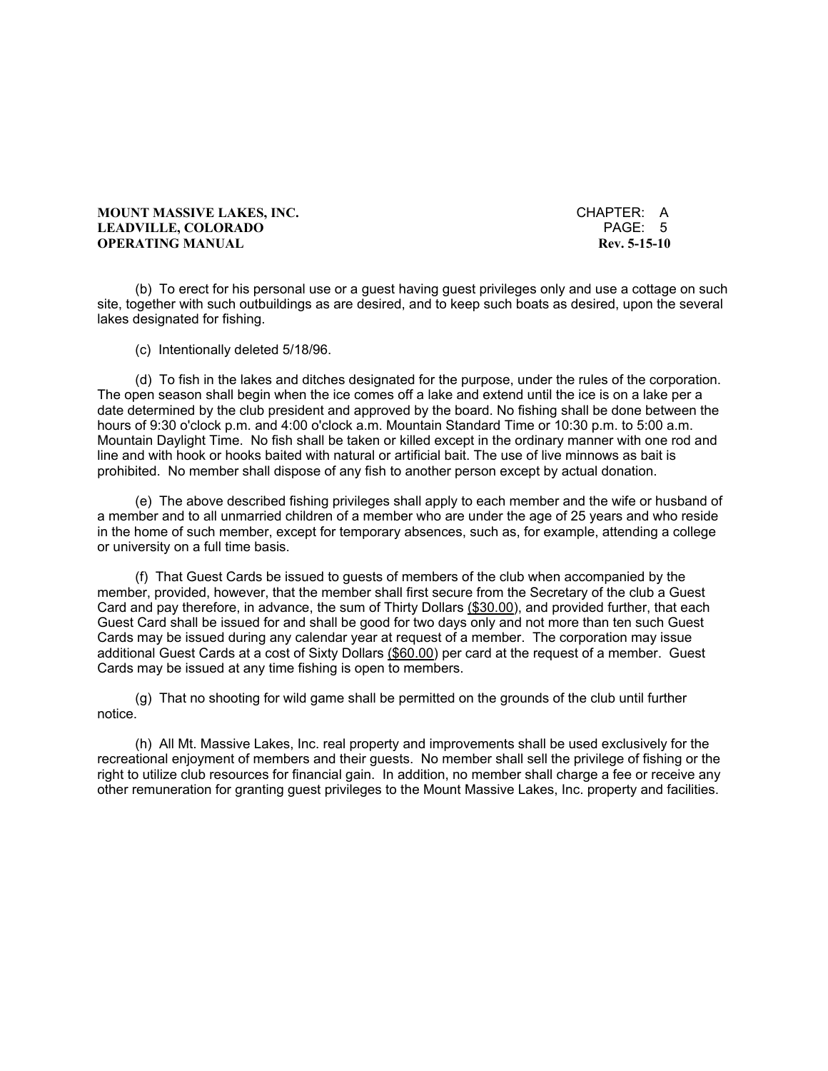(b) To erect for his personal use or a guest having guest privileges only and use a cottage on such site, together with such outbuildings as are desired, and to keep such boats as desired, upon the several lakes designated for fishing.

(c) Intentionally deleted 5/18/96.

(d) To fish in the lakes and ditches designated for the purpose, under the rules of the corporation. The open season shall begin when the ice comes off a lake and extend until the ice is on a lake per a date determined by the club president and approved by the board. No fishing shall be done between the hours of 9:30 o'clock p.m. and 4:00 o'clock a.m. Mountain Standard Time or 10:30 p.m. to 5:00 a.m. Mountain Daylight Time. No fish shall be taken or killed except in the ordinary manner with one rod and line and with hook or hooks baited with natural or artificial bait. The use of live minnows as bait is prohibited. No member shall dispose of any fish to another person except by actual donation.

(e) The above described fishing privileges shall apply to each member and the wife or husband of a member and to all unmarried children of a member who are under the age of 25 years and who reside in the home of such member, except for temporary absences, such as, for example, attending a college or university on a full time basis.

(f) That Guest Cards be issued to guests of members of the club when accompanied by the member, provided, however, that the member shall first secure from the Secretary of the club a Guest Card and pay therefore, in advance, the sum of Thirty Dollars ($30.00), and provided further, that each Guest Card shall be issued for and shall be good for two days only and not more than ten such Guest Cards may be issued during any calendar year at request of a member. The corporation may issue additional Guest Cards at a cost of Sixty Dollars ($60.00) per card at the request of a member. Guest Cards may be issued at any time fishing is open to members.

(g) That no shooting for wild game shall be permitted on the grounds of the club until further notice.

(h) All Mt. Massive Lakes, Inc. real property and improvements shall be used exclusively for the recreational enjoyment of members and their guests. No member shall sell the privilege of fishing or the right to utilize club resources for financial gain. In addition, no member shall charge a fee or receive any other remuneration for granting guest privileges to the Mount Massive Lakes, Inc. property and facilities.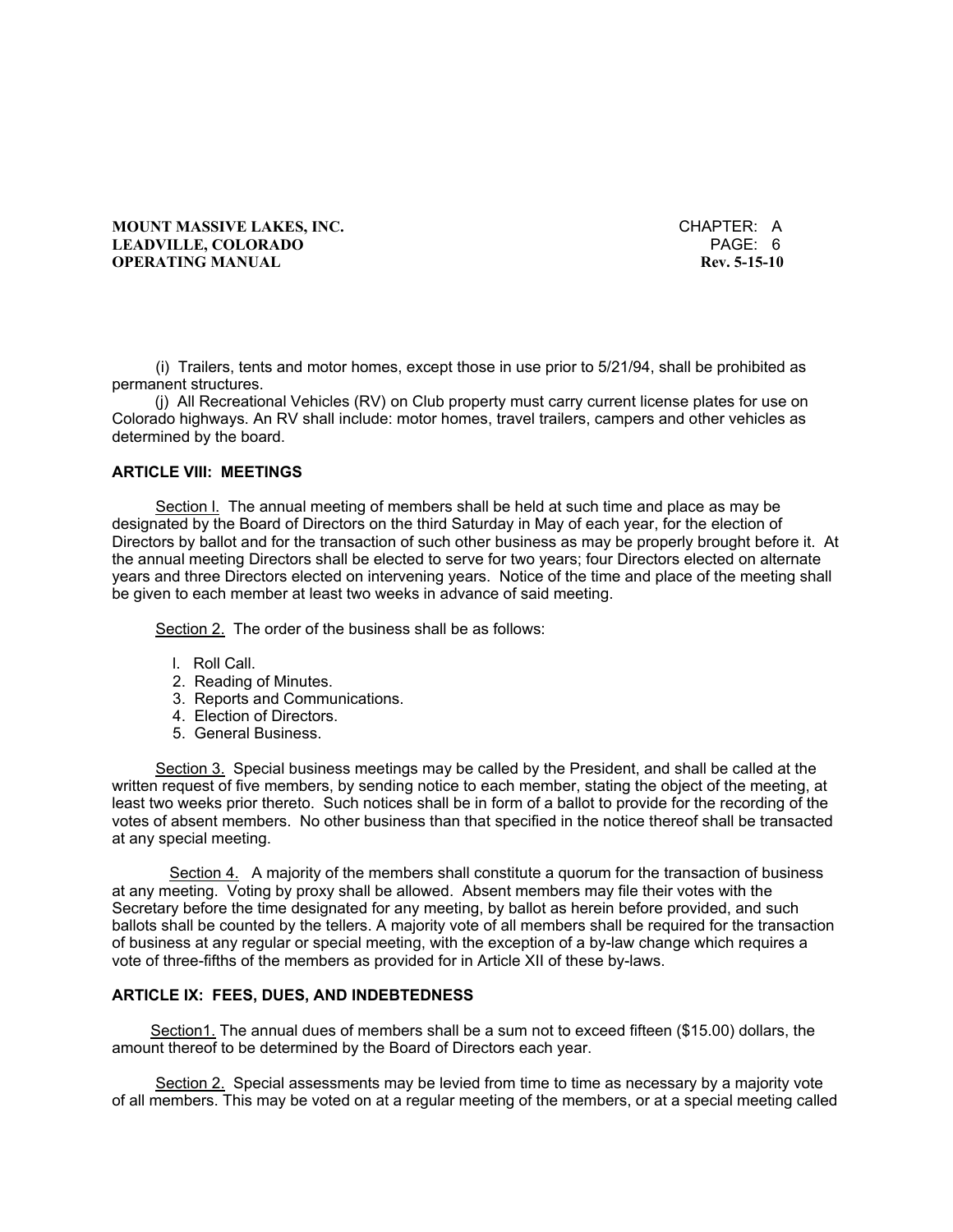(i) Trailers, tents and motor homes, except those in use prior to 5/21/94, shall be prohibited as permanent structures.

(j) All Recreational Vehicles (RV) on Club property must carry current license plates for use on Colorado highways. An RV shall include: motor homes, travel trailers, campers and other vehicles as determined by the board.

## ARTICLE VIII: MEETINGS

Section l. The annual meeting of members shall be held at such time and place as may be designated by the Board of Directors on the third Saturday in May of each year, for the election of Directors by ballot and for the transaction of such other business as may be properly brought before it. At the annual meeting Directors shall be elected to serve for two years; four Directors elected on alternate years and three Directors elected on intervening years. Notice of the time and place of the meeting shall be given to each member at least two weeks in advance of said meeting.

Section 2. The order of the business shall be as follows:

l. Roll Call.
2. Reading of Minutes.
3. Reports and Communications.
4. Election of Directors.
5. General Business.

Section 3. Special business meetings may be called by the President, and shall be called at the written request of five members, by sending notice to each member, stating the object of the meeting, at least two weeks prior thereto. Such notices shall be in form of a ballot to provide for the recording of the votes of absent members. No other business than that specified in the notice thereof shall be transacted at any special meeting.

Section 4. A majority of the members shall constitute a quorum for the transaction of business at any meeting. Voting by proxy shall be allowed. Absent members may file their votes with the Secretary before the time designated for any meeting, by ballot as herein before provided, and such ballots shall be counted by the tellers. A majority vote of all members shall be required for the transaction of business at any regular or special meeting, with the exception of a by-law change which requires a vote of three-fifths of the members as provided for in Article XII of these by-laws.

## ARTICLE IX: FEES, DUES, AND INDEBTEDNESS

Section1. The annual dues of members shall be a sum not to exceed fifteen ($15.00) dollars, the amount thereof to be determined by the Board of Directors each year.

Section 2. Special assessments may be levied from time to time as necessary by a majority vote of all members. This may be voted on at a regular meeting of the members, or at a special meeting called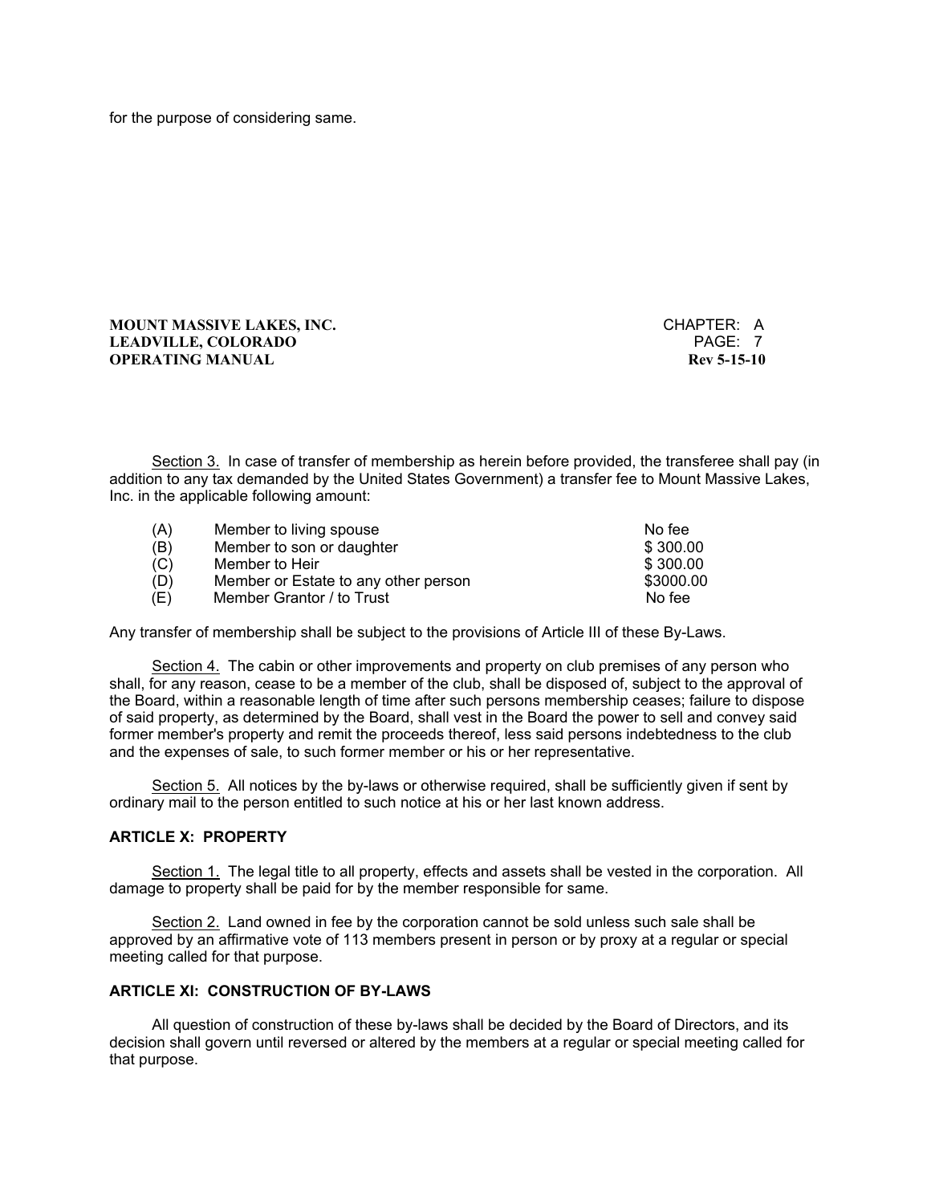for the purpose of considering same.

Section 3. In case of transfer of membership as herein before provided, the transferee shall pay (in addition to any tax demanded by the United States Government) a transfer fee to Mount Massive Lakes, Inc. in the applicable following amount:

| | | |
|---|---|---|
| (A) | Member to living spouse | No fee |
| (B) | Member to son or daughter | $ 300.00 |
| (C) | Member to Heir | $ 300.00 |
| (D) | Member or Estate to any other person | $3000.00 |
| (E) | Member Grantor / to Trust | No fee |

Any transfer of membership shall be subject to the provisions of Article III of these By-Laws.

Section 4. The cabin or other improvements and property on club premises of any person who shall, for any reason, cease to be a member of the club, shall be disposed of, subject to the approval of the Board, within a reasonable length of time after such persons membership ceases; failure to dispose of said property, as determined by the Board, shall vest in the Board the power to sell and convey said former member's property and remit the proceeds thereof, less said persons indebtedness to the club and the expenses of sale, to such former member or his or her representative.

Section 5. All notices by the by-laws or otherwise required, shall be sufficiently given if sent by ordinary mail to the person entitled to such notice at his or her last known address.

## ARTICLE X: PROPERTY

Section 1. The legal title to all property, effects and assets shall be vested in the corporation. All damage to property shall be paid for by the member responsible for same.

Section 2. Land owned in fee by the corporation cannot be sold unless such sale shall be approved by an affirmative vote of 113 members present in person or by proxy at a regular or special meeting called for that purpose.

## ARTICLE XI: CONSTRUCTION OF BY-LAWS

All question of construction of these by-laws shall be decided by the Board of Directors, and its decision shall govern until reversed or altered by the members at a regular or special meeting called for that purpose.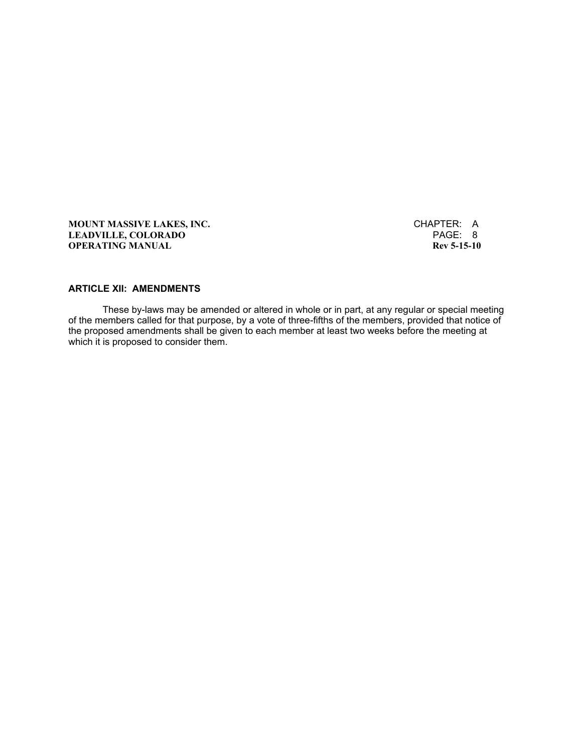### ARTICLE XII: AMENDMENTS

These by-laws may be amended or altered in whole or in part, at any regular or special meeting of the members called for that purpose, by a vote of three-fifths of the members, provided that notice of the proposed amendments shall be given to each member at least two weeks before the meeting at which it is proposed to consider them.